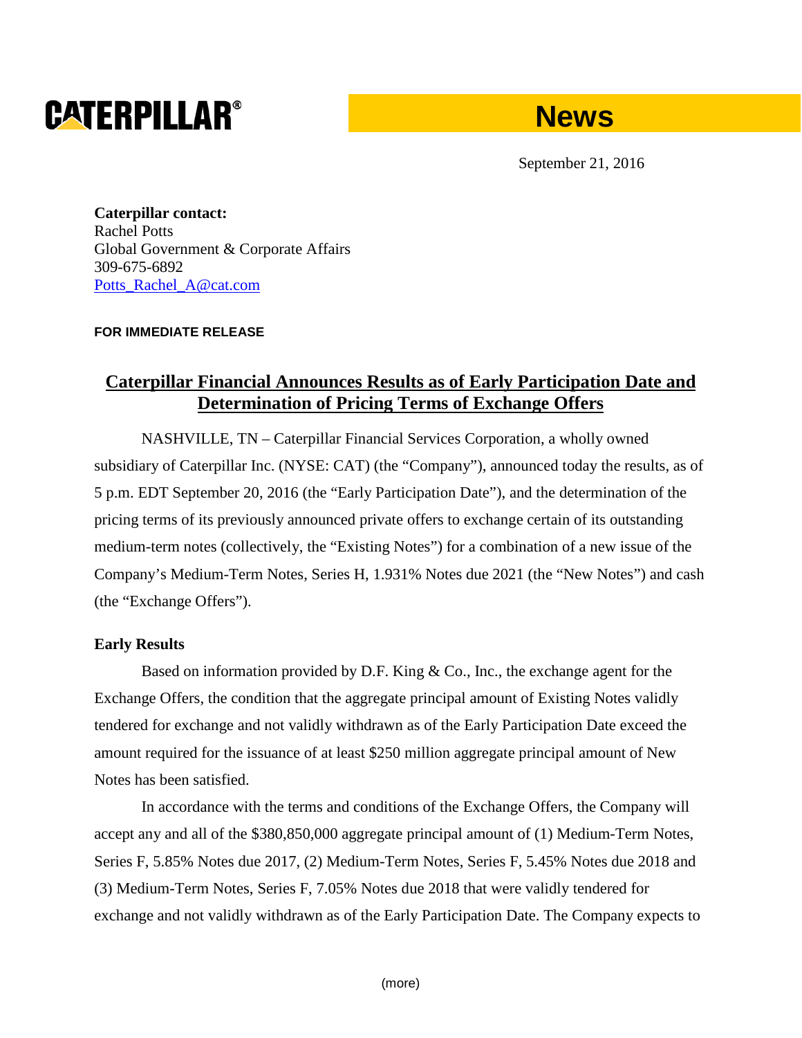**CATERPILLAR®**

**News**

September 21, 2016

**Caterpillar contact:**
Rachel Potts
Global Government & Corporate Affairs
309-675-6892
Potts_Rachel_A@cat.com

**FOR IMMEDIATE RELEASE**

## Caterpillar Financial Announces Results as of Early Participation Date and Determination of Pricing Terms of Exchange Offers

NASHVILLE, TN – Caterpillar Financial Services Corporation, a wholly owned subsidiary of Caterpillar Inc. (NYSE: CAT) (the "Company"), announced today the results, as of 5 p.m. EDT September 20, 2016 (the "Early Participation Date"), and the determination of the pricing terms of its previously announced private offers to exchange certain of its outstanding medium-term notes (collectively, the "Existing Notes") for a combination of a new issue of the Company's Medium-Term Notes, Series H, 1.931% Notes due 2021 (the "New Notes") and cash (the "Exchange Offers").

**Early Results**

Based on information provided by D.F. King & Co., Inc., the exchange agent for the Exchange Offers, the condition that the aggregate principal amount of Existing Notes validly tendered for exchange and not validly withdrawn as of the Early Participation Date exceed the amount required for the issuance of at least $250 million aggregate principal amount of New Notes has been satisfied.

In accordance with the terms and conditions of the Exchange Offers, the Company will accept any and all of the $380,850,000 aggregate principal amount of (1) Medium-Term Notes, Series F, 5.85% Notes due 2017, (2) Medium-Term Notes, Series F, 5.45% Notes due 2018 and (3) Medium-Term Notes, Series F, 7.05% Notes due 2018 that were validly tendered for exchange and not validly withdrawn as of the Early Participation Date. The Company expects to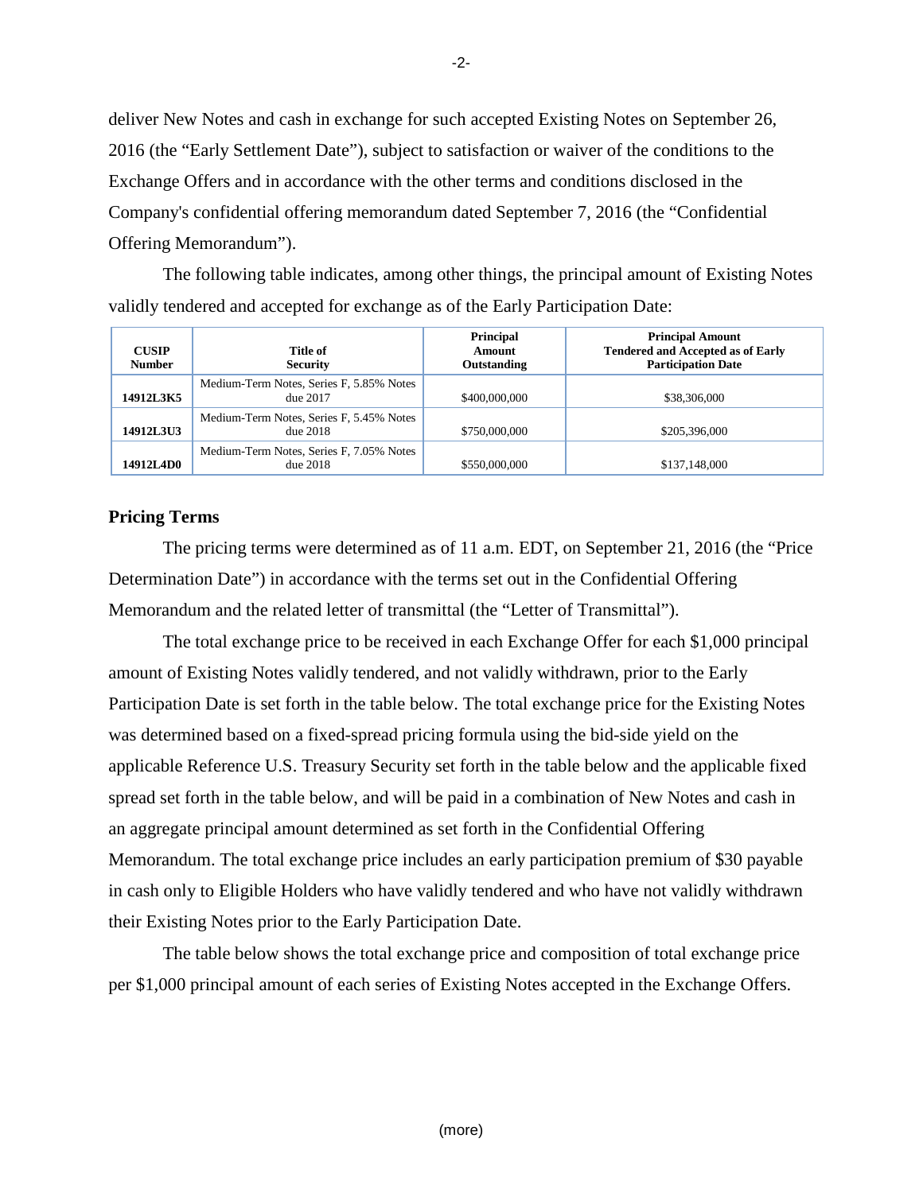deliver New Notes and cash in exchange for such accepted Existing Notes on September 26, 2016 (the "Early Settlement Date"), subject to satisfaction or waiver of the conditions to the Exchange Offers and in accordance with the other terms and conditions disclosed in the Company's confidential offering memorandum dated September 7, 2016 (the "Confidential Offering Memorandum").

The following table indicates, among other things, the principal amount of Existing Notes validly tendered and accepted for exchange as of the Early Participation Date:

| CUSIP Number | Title of Security | Principal Amount Outstanding | Principal Amount Tendered and Accepted as of Early Participation Date |
|---|---|---|---|
| 14912L3K5 | Medium-Term Notes, Series F, 5.85% Notes due 2017 | $400,000,000 | $38,306,000 |
| 14912L3U3 | Medium-Term Notes, Series F, 5.45% Notes due 2018 | $750,000,000 | $205,396,000 |
| 14912L4D0 | Medium-Term Notes, Series F, 7.05% Notes due 2018 | $550,000,000 | $137,148,000 |

## Pricing Terms

The pricing terms were determined as of 11 a.m. EDT, on September 21, 2016 (the "Price Determination Date") in accordance with the terms set out in the Confidential Offering Memorandum and the related letter of transmittal (the "Letter of Transmittal").

The total exchange price to be received in each Exchange Offer for each $1,000 principal amount of Existing Notes validly tendered, and not validly withdrawn, prior to the Early Participation Date is set forth in the table below. The total exchange price for the Existing Notes was determined based on a fixed-spread pricing formula using the bid-side yield on the applicable Reference U.S. Treasury Security set forth in the table below and the applicable fixed spread set forth in the table below, and will be paid in a combination of New Notes and cash in an aggregate principal amount determined as set forth in the Confidential Offering Memorandum. The total exchange price includes an early participation premium of $30 payable in cash only to Eligible Holders who have validly tendered and who have not validly withdrawn their Existing Notes prior to the Early Participation Date.

The table below shows the total exchange price and composition of total exchange price per $1,000 principal amount of each series of Existing Notes accepted in the Exchange Offers.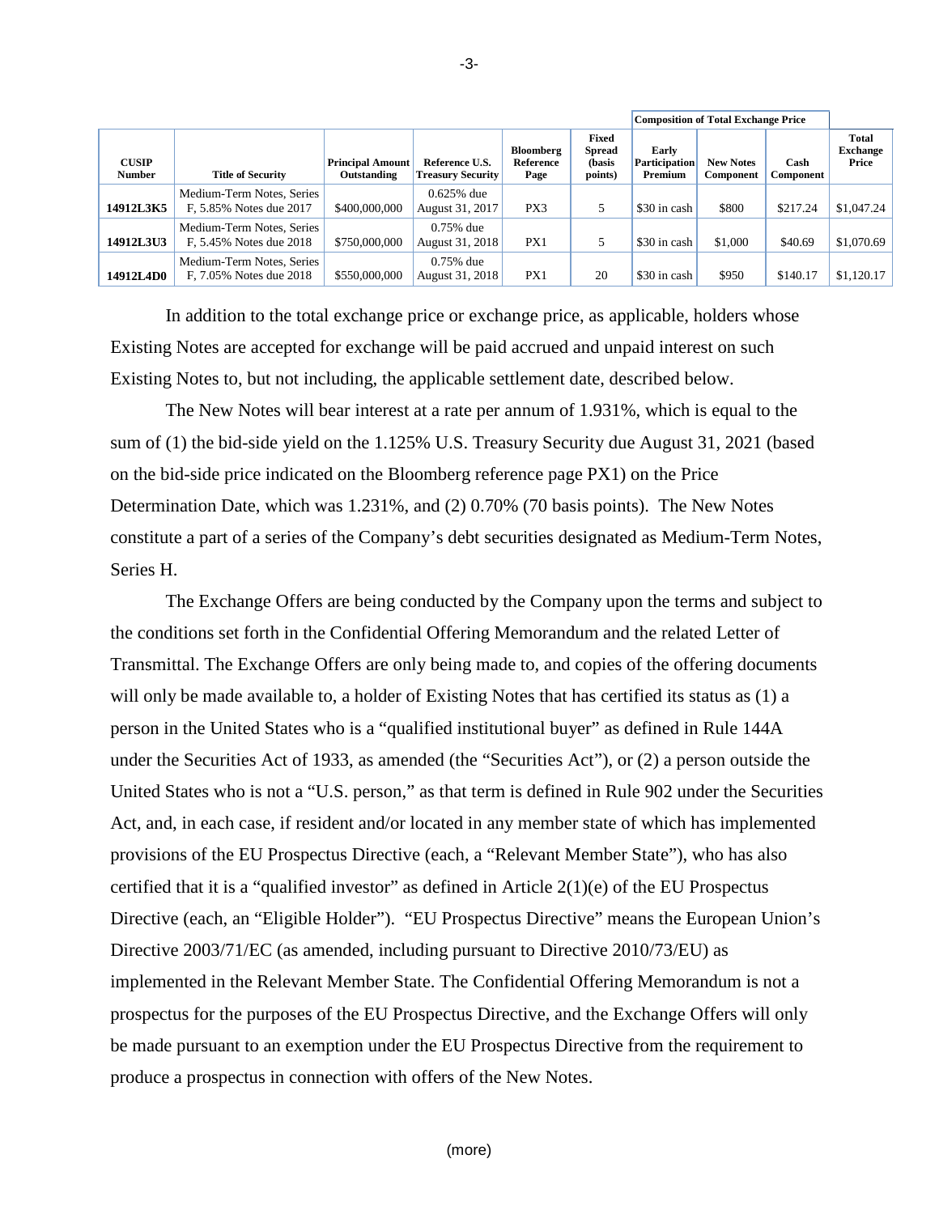| CUSIP Number | Title of Security | Principal Amount Outstanding | Reference U.S. Treasury Security | Bloomberg Reference Page | Fixed Spread (basis points) | Composition of Total Exchange Price | | | Total Exchange Price |
|---|---|---|---|---|---|---|---|---|---|
| | | | | | | Early Participation Premium | New Notes Component | Cash Component | |
| 14912L3K5 | Medium-Term Notes, Series F, 5.85% Notes due 2017 | $400,000,000 | 0.625% due August 31, 2017 | PX3 | 5 | $30 in cash | $800 | $217.24 | $1,047.24 |
| 14912L3U3 | Medium-Term Notes, Series F, 5.45% Notes due 2018 | $750,000,000 | 0.75% due August 31, 2018 | PX1 | 5 | $30 in cash | $1,000 | $40.69 | $1,070.69 |
| 14912L4D0 | Medium-Term Notes, Series F, 7.05% Notes due 2018 | $550,000,000 | 0.75% due August 31, 2018 | PX1 | 20 | $30 in cash | $950 | $140.17 | $1,120.17 |

In addition to the total exchange price or exchange price, as applicable, holders whose Existing Notes are accepted for exchange will be paid accrued and unpaid interest on such Existing Notes to, but not including, the applicable settlement date, described below.

The New Notes will bear interest at a rate per annum of 1.931%, which is equal to the sum of (1) the bid-side yield on the 1.125% U.S. Treasury Security due August 31, 2021 (based on the bid-side price indicated on the Bloomberg reference page PX1) on the Price Determination Date, which was 1.231%, and (2) 0.70% (70 basis points). The New Notes constitute a part of a series of the Company's debt securities designated as Medium-Term Notes, Series H.

The Exchange Offers are being conducted by the Company upon the terms and subject to the conditions set forth in the Confidential Offering Memorandum and the related Letter of Transmittal. The Exchange Offers are only being made to, and copies of the offering documents will only be made available to, a holder of Existing Notes that has certified its status as (1) a person in the United States who is a "qualified institutional buyer" as defined in Rule 144A under the Securities Act of 1933, as amended (the "Securities Act"), or (2) a person outside the United States who is not a "U.S. person," as that term is defined in Rule 902 under the Securities Act, and, in each case, if resident and/or located in any member state of which has implemented provisions of the EU Prospectus Directive (each, a "Relevant Member State"), who has also certified that it is a "qualified investor" as defined in Article 2(1)(e) of the EU Prospectus Directive (each, an "Eligible Holder"). "EU Prospectus Directive" means the European Union's Directive 2003/71/EC (as amended, including pursuant to Directive 2010/73/EU) as implemented in the Relevant Member State. The Confidential Offering Memorandum is not a prospectus for the purposes of the EU Prospectus Directive, and the Exchange Offers will only be made pursuant to an exemption under the EU Prospectus Directive from the requirement to produce a prospectus in connection with offers of the New Notes.

(more)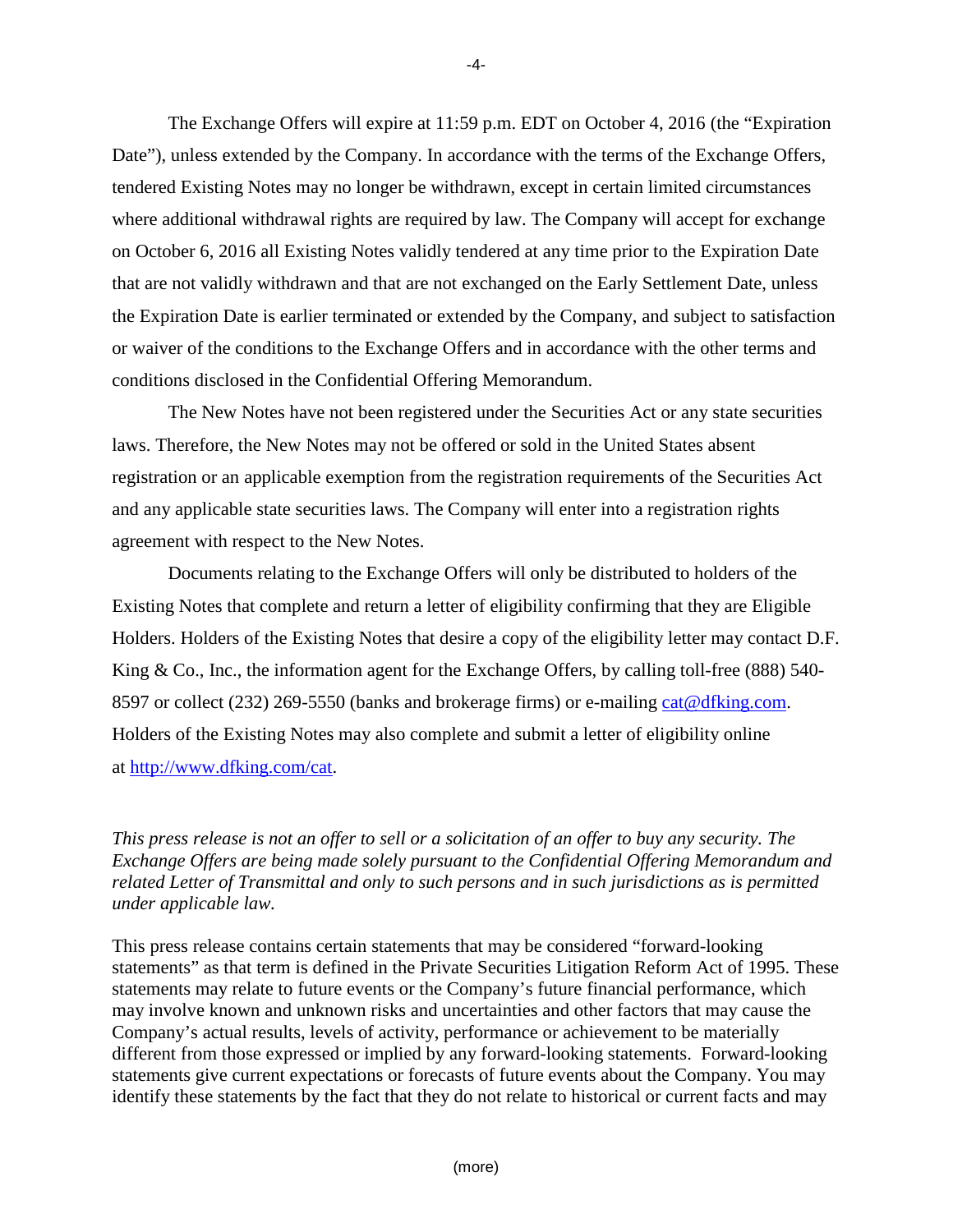The Exchange Offers will expire at 11:59 p.m. EDT on October 4, 2016 (the "Expiration Date"), unless extended by the Company. In accordance with the terms of the Exchange Offers, tendered Existing Notes may no longer be withdrawn, except in certain limited circumstances where additional withdrawal rights are required by law. The Company will accept for exchange on October 6, 2016 all Existing Notes validly tendered at any time prior to the Expiration Date that are not validly withdrawn and that are not exchanged on the Early Settlement Date, unless the Expiration Date is earlier terminated or extended by the Company, and subject to satisfaction or waiver of the conditions to the Exchange Offers and in accordance with the other terms and conditions disclosed in the Confidential Offering Memorandum.

The New Notes have not been registered under the Securities Act or any state securities laws. Therefore, the New Notes may not be offered or sold in the United States absent registration or an applicable exemption from the registration requirements of the Securities Act and any applicable state securities laws. The Company will enter into a registration rights agreement with respect to the New Notes.

Documents relating to the Exchange Offers will only be distributed to holders of the Existing Notes that complete and return a letter of eligibility confirming that they are Eligible Holders. Holders of the Existing Notes that desire a copy of the eligibility letter may contact D.F. King & Co., Inc., the information agent for the Exchange Offers, by calling toll-free (888) 540-8597 or collect (232) 269-5550 (banks and brokerage firms) or e-mailing cat@dfking.com. Holders of the Existing Notes may also complete and submit a letter of eligibility online at http://www.dfking.com/cat.

*This press release is not an offer to sell or a solicitation of an offer to buy any security. The Exchange Offers are being made solely pursuant to the Confidential Offering Memorandum and related Letter of Transmittal and only to such persons and in such jurisdictions as is permitted under applicable law.*

This press release contains certain statements that may be considered "forward-looking statements" as that term is defined in the Private Securities Litigation Reform Act of 1995. These statements may relate to future events or the Company's future financial performance, which may involve known and unknown risks and uncertainties and other factors that may cause the Company's actual results, levels of activity, performance or achievement to be materially different from those expressed or implied by any forward-looking statements. Forward-looking statements give current expectations or forecasts of future events about the Company. You may identify these statements by the fact that they do not relate to historical or current facts and may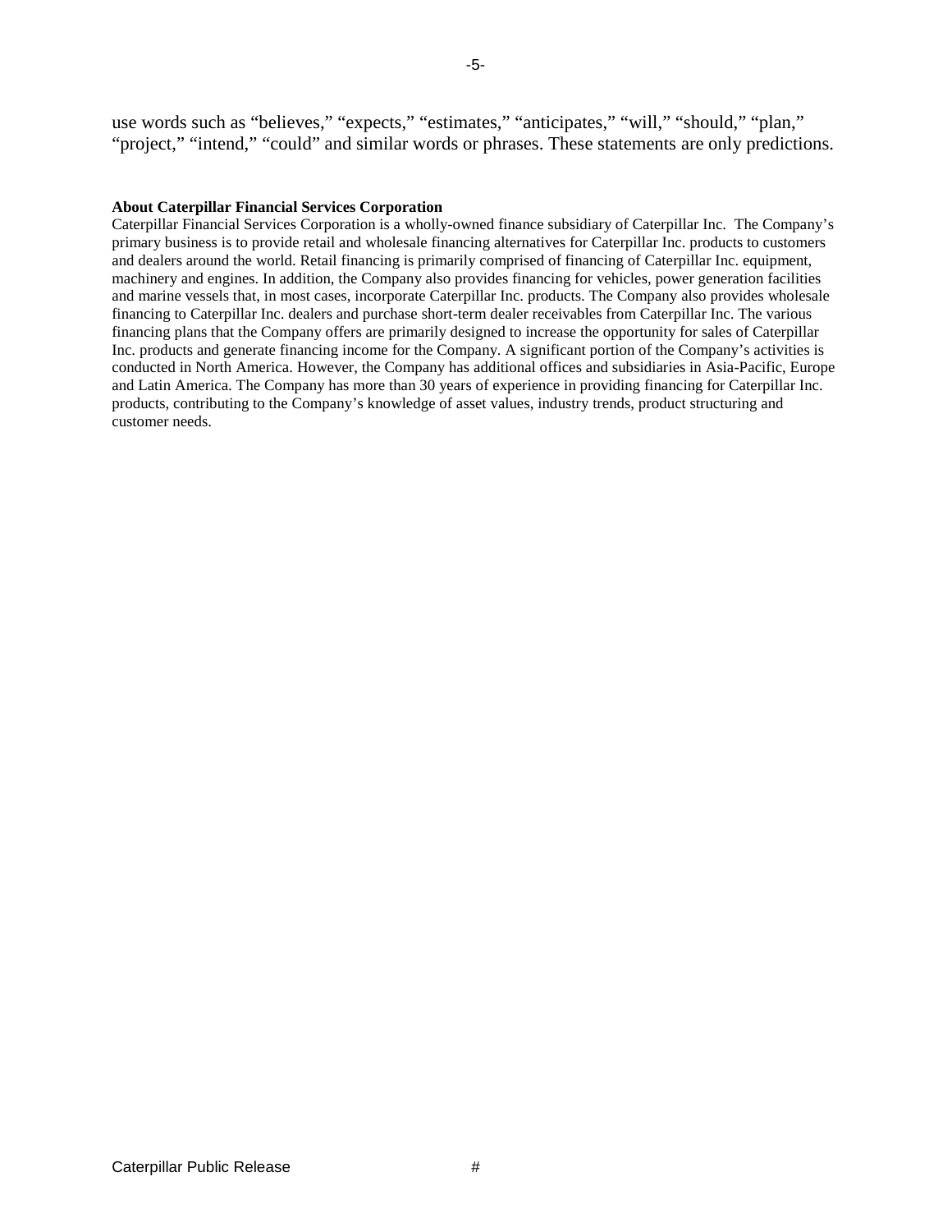use words such as “believes,” “expects,” “estimates,” “anticipates,” “will,” “should,” “plan,” “project,” “intend,” “could” and similar words or phrases. These statements are only predictions.

**About Caterpillar Financial Services Corporation**

Caterpillar Financial Services Corporation is a wholly-owned finance subsidiary of Caterpillar Inc. The Company’s primary business is to provide retail and wholesale financing alternatives for Caterpillar Inc. products to customers and dealers around the world. Retail financing is primarily comprised of financing of Caterpillar Inc. equipment, machinery and engines. In addition, the Company also provides financing for vehicles, power generation facilities and marine vessels that, in most cases, incorporate Caterpillar Inc. products. The Company also provides wholesale financing to Caterpillar Inc. dealers and purchase short-term dealer receivables from Caterpillar Inc. The various financing plans that the Company offers are primarily designed to increase the opportunity for sales of Caterpillar Inc. products and generate financing income for the Company. A significant portion of the Company’s activities is conducted in North America. However, the Company has additional offices and subsidiaries in Asia-Pacific, Europe and Latin America. The Company has more than 30 years of experience in providing financing for Caterpillar Inc. products, contributing to the Company’s knowledge of asset values, industry trends, product structuring and customer needs.

#